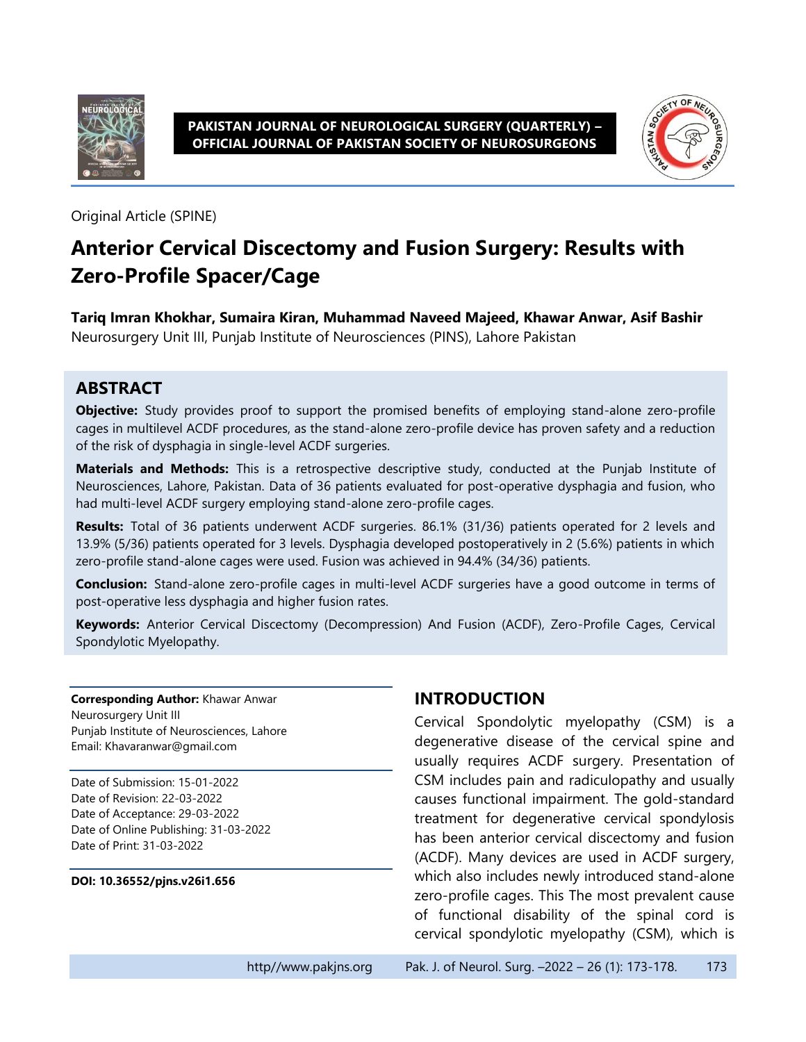Original Article (SPINE)

# Anterior Cervical Discectomy and Fusion Surgery: Results with Zero-Profile Spacer/Cage

**Tariq Imran Khokhar, Sumaira Kiran, Muhammad Naveed Majeed, Khawar Anwar, Asif Bashir**
Neurosurgery Unit III, Punjab Institute of Neurosciences (PINS), Lahore Pakistan

## ABSTRACT

**Objective:** Study provides proof to support the promised benefits of employing stand-alone zero-profile cages in multilevel ACDF procedures, as the stand-alone zero-profile device has proven safety and a reduction of the risk of dysphagia in single-level ACDF surgeries.

**Materials and Methods:** This is a retrospective descriptive study, conducted at the Punjab Institute of Neurosciences, Lahore, Pakistan. Data of 36 patients evaluated for post-operative dysphagia and fusion, who had multi-level ACDF surgery employing stand-alone zero-profile cages.

**Results:** Total of 36 patients underwent ACDF surgeries. 86.1% (31/36) patients operated for 2 levels and 13.9% (5/36) patients operated for 3 levels. Dysphagia developed postoperatively in 2 (5.6%) patients in which zero-profile stand-alone cages were used. Fusion was achieved in 94.4% (34/36) patients.

**Conclusion:** Stand-alone zero-profile cages in multi-level ACDF surgeries have a good outcome in terms of post-operative less dysphagia and higher fusion rates.

**Keywords:** Anterior Cervical Discectomy (Decompression) And Fusion (ACDF), Zero-Profile Cages, Cervical Spondylotic Myelopathy.

**Corresponding Author:** Khawar Anwar
Neurosurgery Unit III
Punjab Institute of Neurosciences, Lahore
Email: Khavaranwar@gmail.com

Date of Submission: 15-01-2022
Date of Revision: 22-03-2022
Date of Acceptance: 29-03-2022
Date of Online Publishing: 31-03-2022
Date of Print: 31-03-2022

**DOI: 10.36552/pjns.v26i1.656**

## INTRODUCTION

Cervical Spondylotic myelopathy (CSM) is a degenerative disease of the cervical spine and usually requires ACDF surgery. Presentation of CSM includes pain and radiculopathy and usually causes functional impairment. The gold-standard treatment for degenerative cervical spondylosis has been anterior cervical discectomy and fusion (ACDF). Many devices are used in ACDF surgery, which also includes newly introduced stand-alone zero-profile cages. This The most prevalent cause of functional disability of the spinal cord is cervical spondylotic myelopathy (CSM), which is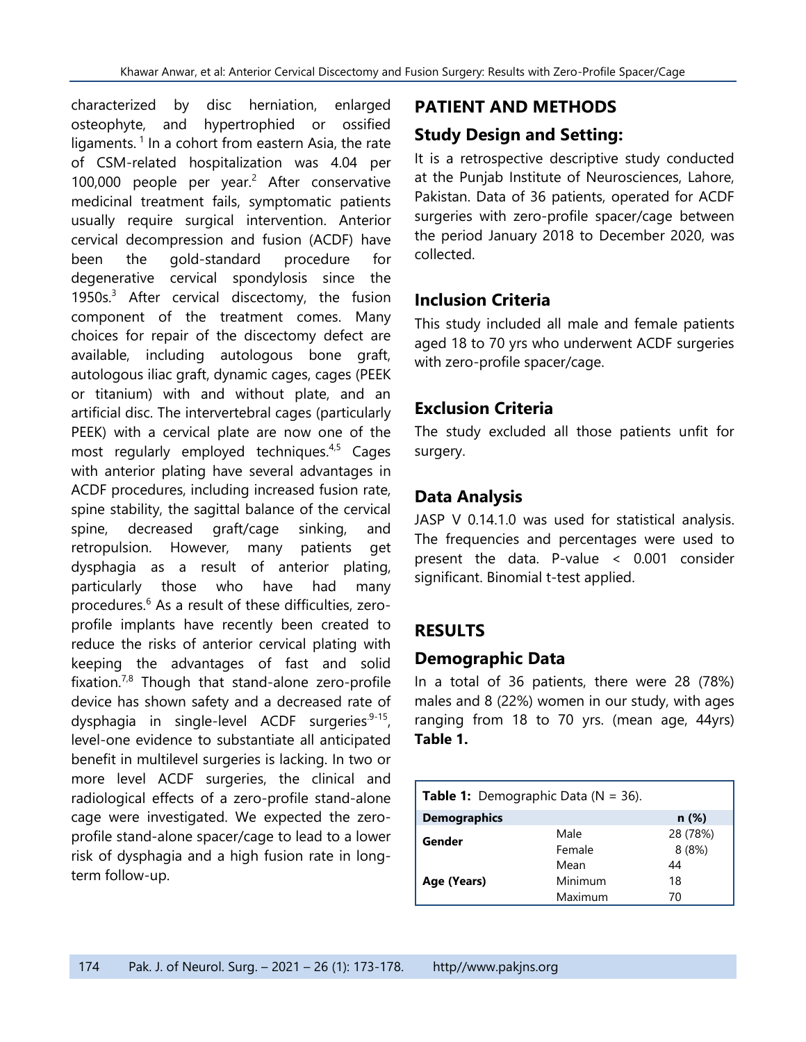characterized by disc herniation, enlarged osteophyte, and hypertrophied or ossified ligaments. [1] In a cohort from eastern Asia, the rate of CSM-related hospitalization was 4.04 per 100,000 people per year.[2] After conservative medicinal treatment fails, symptomatic patients usually require surgical intervention. Anterior cervical decompression and fusion (ACDF) have been the gold-standard procedure for degenerative cervical spondylosis since the 1950s.[3] After cervical discectomy, the fusion component of the treatment comes. Many choices for repair of the discectomy defect are available, including autologous bone graft, autologous iliac graft, dynamic cages, cages (PEEK or titanium) with and without plate, and an artificial disc. The intervertebral cages (particularly PEEK) with a cervical plate are now one of the most regularly employed techniques.[4,5] Cages with anterior plating have several advantages in ACDF procedures, including increased fusion rate, spine stability, the sagittal balance of the cervical spine, decreased graft/cage sinking, and retropulsion. However, many patients get dysphagia as a result of anterior plating, particularly those who have had many procedures.[6] As a result of these difficulties, zero-profile implants have recently been created to reduce the risks of anterior cervical plating with keeping the advantages of fast and solid fixation.[7,8] Though that stand-alone zero-profile device has shown safety and a decreased rate of dysphagia in single-level ACDF surgeries[9-15], level-one evidence to substantiate all anticipated benefit in multilevel surgeries is lacking. In two or more level ACDF surgeries, the clinical and radiological effects of a zero-profile stand-alone cage were investigated. We expected the zero-profile stand-alone spacer/cage to lead to a lower risk of dysphagia and a high fusion rate in long-term follow-up.

## PATIENT AND METHODS

### Study Design and Setting:

It is a retrospective descriptive study conducted at the Punjab Institute of Neurosciences, Lahore, Pakistan. Data of 36 patients, operated for ACDF surgeries with zero-profile spacer/cage between the period January 2018 to December 2020, was collected.

### Inclusion Criteria

This study included all male and female patients aged 18 to 70 yrs who underwent ACDF surgeries with zero-profile spacer/cage.

### Exclusion Criteria

The study excluded all those patients unfit for surgery.

### Data Analysis

JASP V 0.14.1.0 was used for statistical analysis. The frequencies and percentages were used to present the data. P-value < 0.001 consider significant. Binomial t-test applied.

## RESULTS

### Demographic Data

In a total of 36 patients, there were 28 (78%) males and 8 (22%) women in our study, with ages ranging from 18 to 70 yrs. (mean age, 44yrs) **Table 1.**

**Table 1:** Demographic Data (N = 36).

| Demographics | | n (%) |
|---|---|---|
| Gender | Male | 28 (78%) |
| | Female | 8 (8%) |
| Age (Years) | Mean | 44 |
| | Minimum | 18 |
| | Maximum | 70 |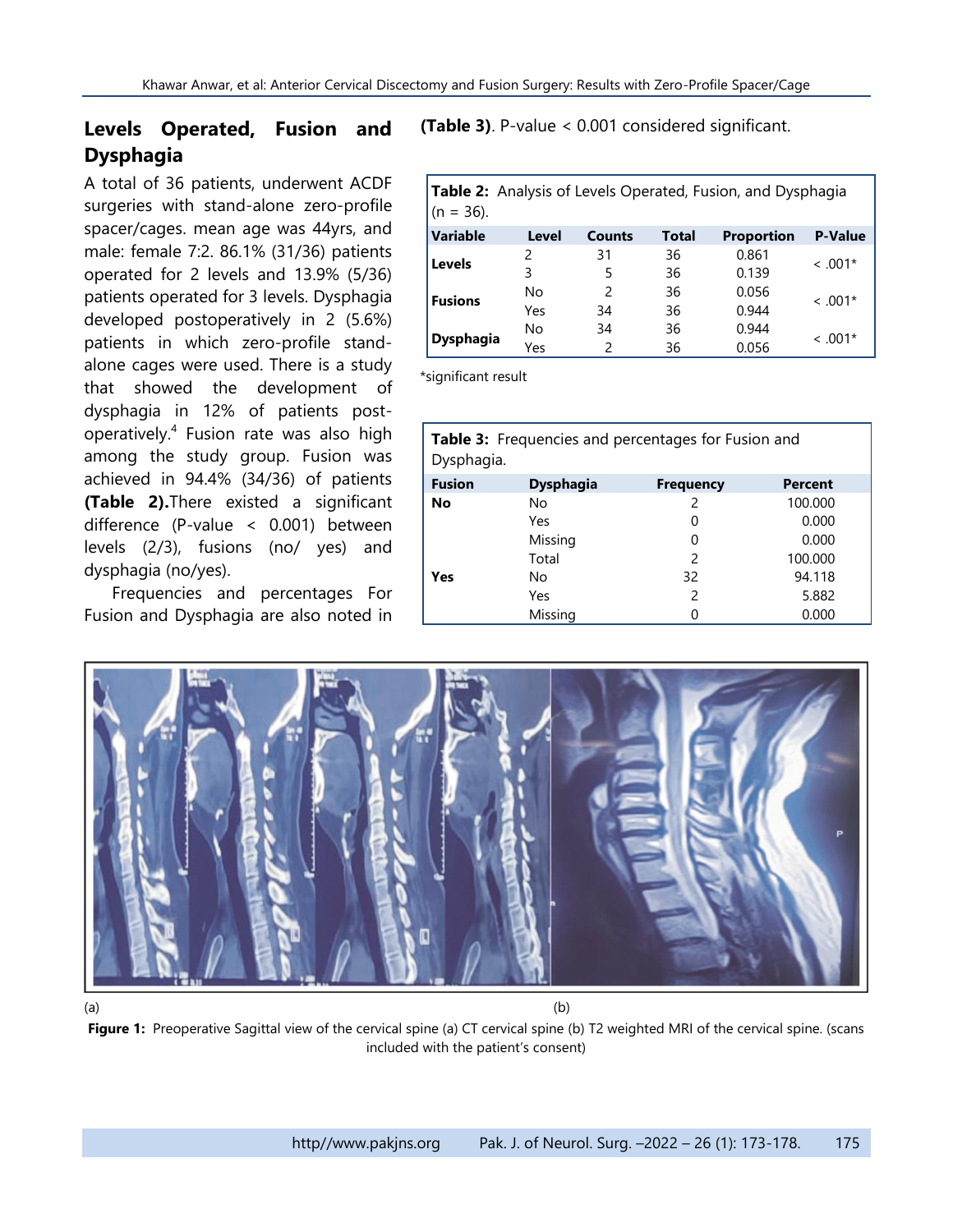## Levels Operated, Fusion and Dysphagia

A total of 36 patients, underwent ACDF surgeries with stand-alone zero-profile spacer/cages. mean age was 44yrs, and male: female 7:2. 86.1% (31/36) patients operated for 2 levels and 13.9% (5/36) patients operated for 3 levels. Dysphagia developed postoperatively in 2 (5.6%) patients in which zero-profile stand-alone cages were used. There is a study that showed the development of dysphagia in 12% of patients post-operatively.[4] Fusion rate was also high among the study group. Fusion was achieved in 94.4% (34/36) of patients **(Table 2).**There existed a significant difference (P-value < 0.001) between levels (2/3), fusions (no/ yes) and dysphagia (no/yes).

Frequencies and percentages For Fusion and Dysphagia are also noted in **(Table 3)**. P-value < 0.001 considered significant.

**Table 2:** Analysis of Levels Operated, Fusion, and Dysphagia (n = 36).

| Variable | Level | Counts | Total | Proportion | P-Value |
|---|---|---|---|---|---|
| Levels | 2 | 31 | 36 | 0.861 | < .001* |
| | 3 | 5 | 36 | 0.139 | |
| Fusions | No | 2 | 36 | 0.056 | < .001* |
| | Yes | 34 | 36 | 0.944 | |
| Dysphagia | No | 34 | 36 | 0.944 | < .001* |
| | Yes | 2 | 36 | 0.056 | |

*significant result

**Table 3:** Frequencies and percentages for Fusion and Dysphagia.

| Fusion | Dysphagia | Frequency | Percent |
|---|---|---|---|
| **No** | No | 2 | 100.000 |
| | Yes | 0 | 0.000 |
| | Missing | 0 | 0.000 |
| | Total | 2 | 100.000 |
| **Yes** | No | 32 | 94.118 |
| | Yes | 2 | 5.882 |
| | Missing | 0 | 0.000 |

(a) (b)

**Figure 1:** Preoperative Sagittal view of the cervical spine (a) CT cervical spine (b) T2 weighted MRI of the cervical spine. (scans included with the patient's consent)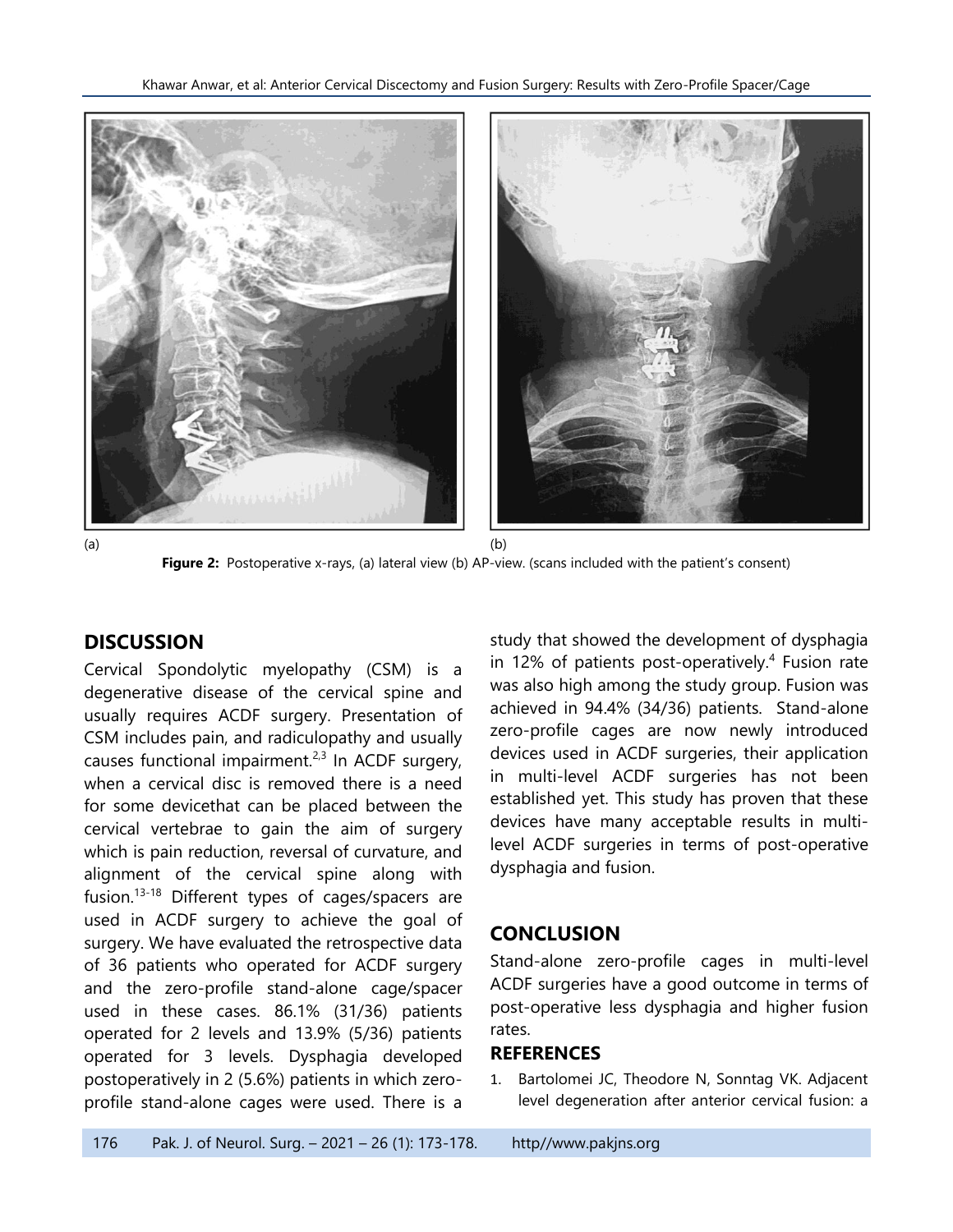(a) (b)

**Figure 2:** Postoperative x-rays, (a) lateral view (b) AP-view. (scans included with the patient's consent)

## DISCUSSION

Cervical Spondolytic myelopathy (CSM) is a degenerative disease of the cervical spine and usually requires ACDF surgery. Presentation of CSM includes pain, and radiculopathy and usually causes functional impairment.[2,3] In ACDF surgery, when a cervical disc is removed there is a need for some devicethat can be placed between the cervical vertebrae to gain the aim of surgery which is pain reduction, reversal of curvature, and alignment of the cervical spine along with fusion.[13-18] Different types of cages/spacers are used in ACDF surgery to achieve the goal of surgery. We have evaluated the retrospective data of 36 patients who operated for ACDF surgery and the zero-profile stand-alone cage/spacer used in these cases. 86.1% (31/36) patients operated for 2 levels and 13.9% (5/36) patients operated for 3 levels. Dysphagia developed postoperatively in 2 (5.6%) patients in which zero-profile stand-alone cages were used. There is a study that showed the development of dysphagia in 12% of patients post-operatively.[4] Fusion rate was also high among the study group. Fusion was achieved in 94.4% (34/36) patients. Stand-alone zero-profile cages are now newly introduced devices used in ACDF surgeries, their application in multi-level ACDF surgeries has not been established yet. This study has proven that these devices have many acceptable results in multi-level ACDF surgeries in terms of post-operative dysphagia and fusion.

## CONCLUSION

Stand-alone zero-profile cages in multi-level ACDF surgeries have a good outcome in terms of post-operative less dysphagia and higher fusion rates.

### REFERENCES

1. Bartolomei JC, Theodore N, Sonntag VK. Adjacent level degeneration after anterior cervical fusion: a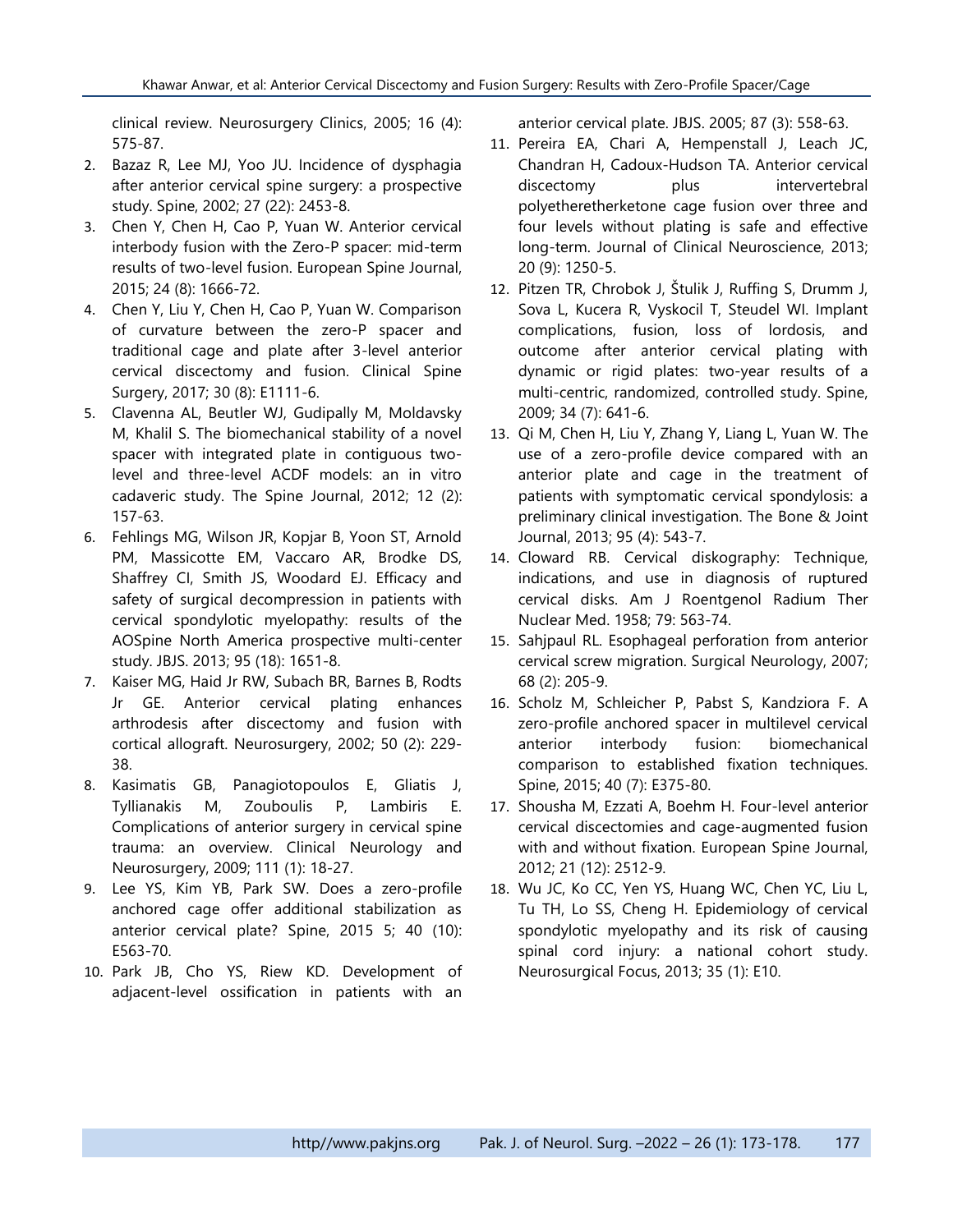clinical review. Neurosurgery Clinics, 2005; 16 (4): 575-87.

2. Bazaz R, Lee MJ, Yoo JU. Incidence of dysphagia after anterior cervical spine surgery: a prospective study. Spine, 2002; 27 (22): 2453-8.
3. Chen Y, Chen H, Cao P, Yuan W. Anterior cervical interbody fusion with the Zero-P spacer: mid-term results of two-level fusion. European Spine Journal, 2015; 24 (8): 1666-72.
4. Chen Y, Liu Y, Chen H, Cao P, Yuan W. Comparison of curvature between the zero-P spacer and traditional cage and plate after 3-level anterior cervical discectomy and fusion. Clinical Spine Surgery, 2017; 30 (8): E1111-6.
5. Clavenna AL, Beutler WJ, Gudipally M, Moldavsky M, Khalil S. The biomechanical stability of a novel spacer with integrated plate in contiguous two-level and three-level ACDF models: an in vitro cadaveric study. The Spine Journal, 2012; 12 (2): 157-63.
6. Fehlings MG, Wilson JR, Kopjar B, Yoon ST, Arnold PM, Massicotte EM, Vaccaro AR, Brodke DS, Shaffrey CI, Smith JS, Woodard EJ. Efficacy and safety of surgical decompression in patients with cervical spondylotic myelopathy: results of the AOSpine North America prospective multi-center study. JBJS. 2013; 95 (18): 1651-8.
7. Kaiser MG, Haid Jr RW, Subach BR, Barnes B, Rodts Jr GE. Anterior cervical plating enhances arthrodesis after discectomy and fusion with cortical allograft. Neurosurgery, 2002; 50 (2): 229-38.
8. Kasimatis GB, Panagiotopoulos E, Gliatis J, Tyllianakis M, Zouboulis P, Lambiris E. Complications of anterior surgery in cervical spine trauma: an overview. Clinical Neurology and Neurosurgery, 2009; 111 (1): 18-27.
9. Lee YS, Kim YB, Park SW. Does a zero-profile anchored cage offer additional stabilization as anterior cervical plate? Spine, 2015 5; 40 (10): E563-70.
10. Park JB, Cho YS, Riew KD. Development of adjacent-level ossification in patients with an anterior cervical plate. JBJS. 2005; 87 (3): 558-63.
11. Pereira EA, Chari A, Hempenstall J, Leach JC, Chandran H, Cadoux-Hudson TA. Anterior cervical discectomy plus intervertebral polyetheretherketone cage fusion over three and four levels without plating is safe and effective long-term. Journal of Clinical Neuroscience, 2013; 20 (9): 1250-5.
12. Pitzen TR, Chrobok J, Štulik J, Ruffing S, Drumm J, Sova L, Kucera R, Vyskocil T, Steudel WI. Implant complications, fusion, loss of lordosis, and outcome after anterior cervical plating with dynamic or rigid plates: two-year results of a multi-centric, randomized, controlled study. Spine, 2009; 34 (7): 641-6.
13. Qi M, Chen H, Liu Y, Zhang Y, Liang L, Yuan W. The use of a zero-profile device compared with an anterior plate and cage in the treatment of patients with symptomatic cervical spondylosis: a preliminary clinical investigation. The Bone & Joint Journal, 2013; 95 (4): 543-7.
14. Cloward RB. Cervical diskography: Technique, indications, and use in diagnosis of ruptured cervical disks. Am J Roentgenol Radium Ther Nuclear Med. 1958; 79: 563-74.
15. Sahjpaul RL. Esophageal perforation from anterior cervical screw migration. Surgical Neurology, 2007; 68 (2): 205-9.
16. Scholz M, Schleicher P, Pabst S, Kandziora F. A zero-profile anchored spacer in multilevel cervical anterior interbody fusion: biomechanical comparison to established fixation techniques. Spine, 2015; 40 (7): E375-80.
17. Shousha M, Ezzati A, Boehm H. Four-level anterior cervical discectomies and cage-augmented fusion with and without fixation. European Spine Journal, 2012; 21 (12): 2512-9.
18. Wu JC, Ko CC, Yen YS, Huang WC, Chen YC, Liu L, Tu TH, Lo SS, Cheng H. Epidemiology of cervical spondylotic myelopathy and its risk of causing spinal cord injury: a national cohort study. Neurosurgical Focus, 2013; 35 (1): E10.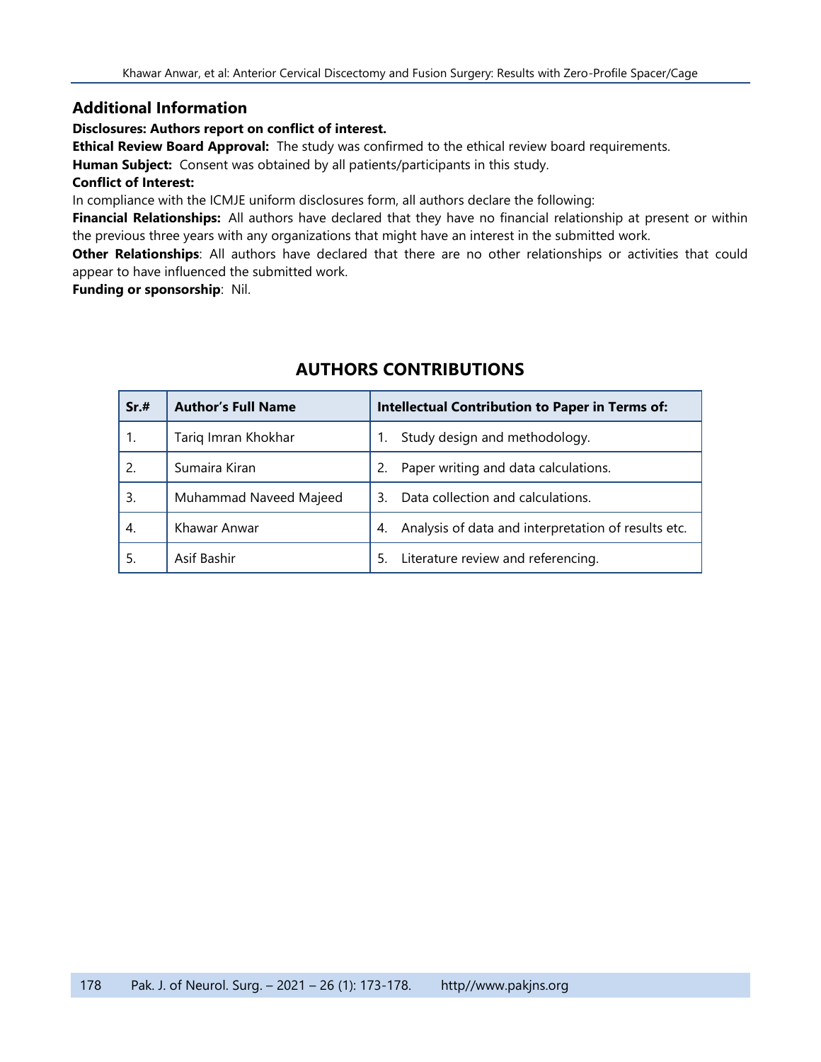## Additional Information

**Disclosures: Authors report on conflict of interest.**

**Ethical Review Board Approval:** The study was confirmed to the ethical review board requirements.

**Human Subject:** Consent was obtained by all patients/participants in this study.

**Conflict of Interest:**

In compliance with the ICMJE uniform disclosures form, all authors declare the following:

**Financial Relationships:** All authors have declared that they have no financial relationship at present or within the previous three years with any organizations that might have an interest in the submitted work.

**Other Relationships**: All authors have declared that there are no other relationships or activities that could appear to have influenced the submitted work.

**Funding or sponsorship**: Nil.

## AUTHORS CONTRIBUTIONS

| Sr.# | Author's Full Name | Intellectual Contribution to Paper in Terms of: |
|---|---|---|
| 1. | Tariq Imran Khokhar | 1. Study design and methodology. |
| 2. | Sumaira Kiran | 2. Paper writing and data calculations. |
| 3. | Muhammad Naveed Majeed | 3. Data collection and calculations. |
| 4. | Khawar Anwar | 4. Analysis of data and interpretation of results etc. |
| 5. | Asif Bashir | 5. Literature review and referencing. |